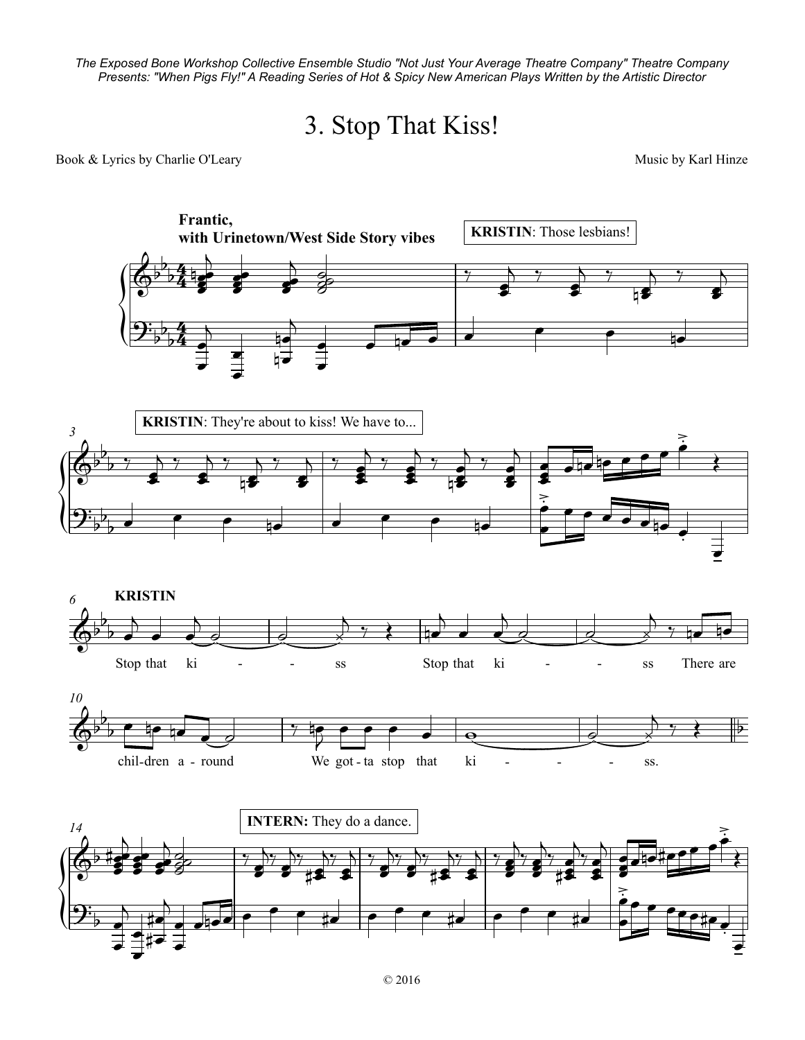*The Exposed Bone Workshop Collective Ensemble Studio "Not Just Your Average Theatre Company" Theatre Company Presents: "When Pigs Fly!" A Reading Series of Hot & Spicy New American Plays Written by the Artistic Director*

# 3. Stop That Kiss!

Book & Lyrics by Charlie O'Leary

Music by Karl Hinze

**Frantic, with Urinetown/West Side Story vibes**

**KRISTIN**: Those lesbians!

**KRISTIN**: They're about to kiss! We have to...

**KRISTIN**

Stop that ki - - ss Stop that ki - - ss There are chil-dren a - round We got - ta stop that ki - - - - ss.

**INTERN:** They do a dance.

© 2016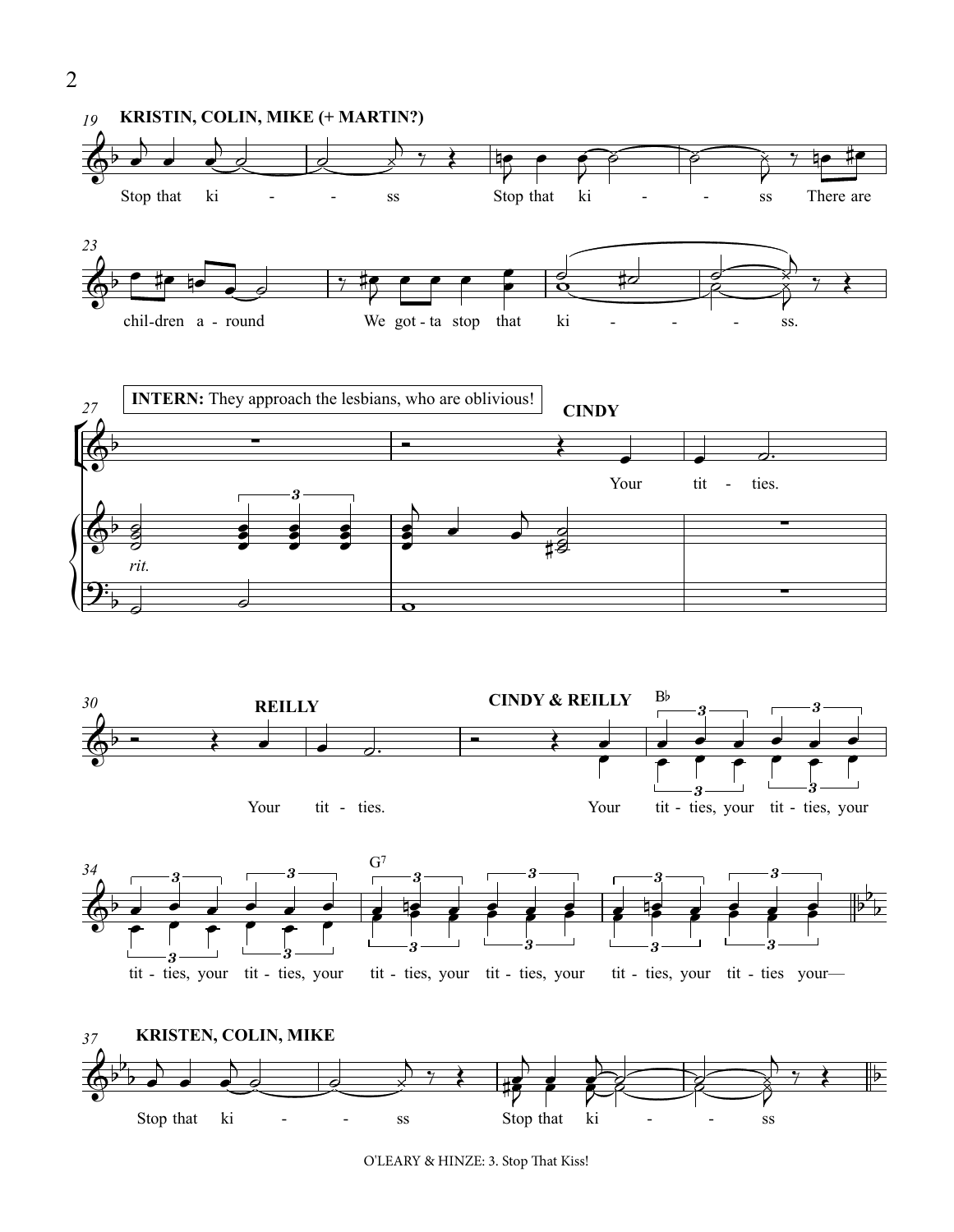19 **KRISTIN, COLIN, MIKE (+ MARTIN?)**

Stop that ki - - ss Stop that ki - - ss There are

23

chil-dren a - round We got - ta stop that ki - - - - ss.

27 **INTERN:** They approach the lesbians, who are oblivious!

**CINDY**

Your tit - ties.

*rit.*

30 **REILLY**

Your tit - ties.

**CINDY & REILLY**

B♭

Your tit - ties, your tit - ties, your

34

G7

tit - ties, your tit - ties, your tit - ties, your tit - ties, your tit - ties, your tit - ties your—

37 **KRISTEN, COLIN, MIKE**

Stop that ki - - ss Stop that ki - - ss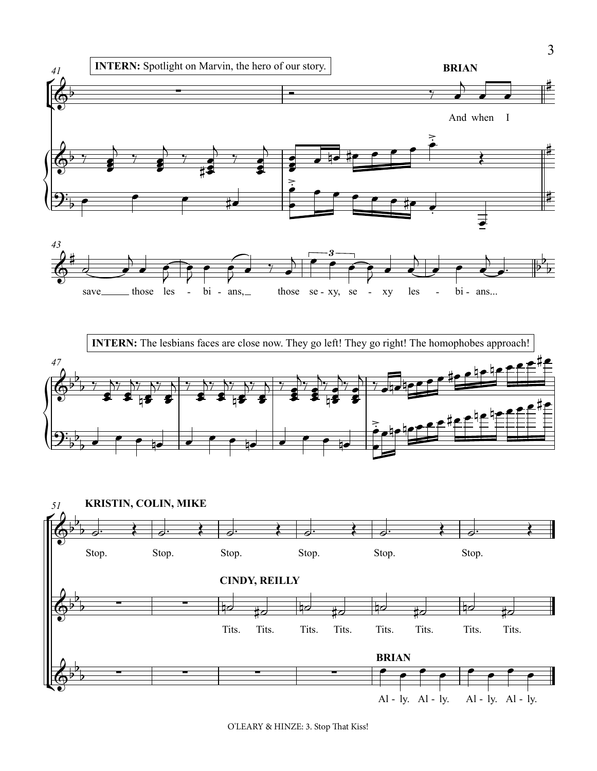**INTERN:** Spotlight on Marvin, the hero of our story.

**BRIAN**

And when I save those les - bi - ans, those se - xy, se - xy les - bi - ans...

**INTERN:** The lesbians faces are close now. They go left! They go right! The homophobes approach!

**KRISTIN, COLIN, MIKE**

Stop. Stop. Stop. Stop. Stop. Stop.

**CINDY, REILLY**

Tits. Tits. Tits. Tits. Tits. Tits. Tits. Tits.

**BRIAN**

Al - ly. Al - ly. Al - ly. Al - ly.